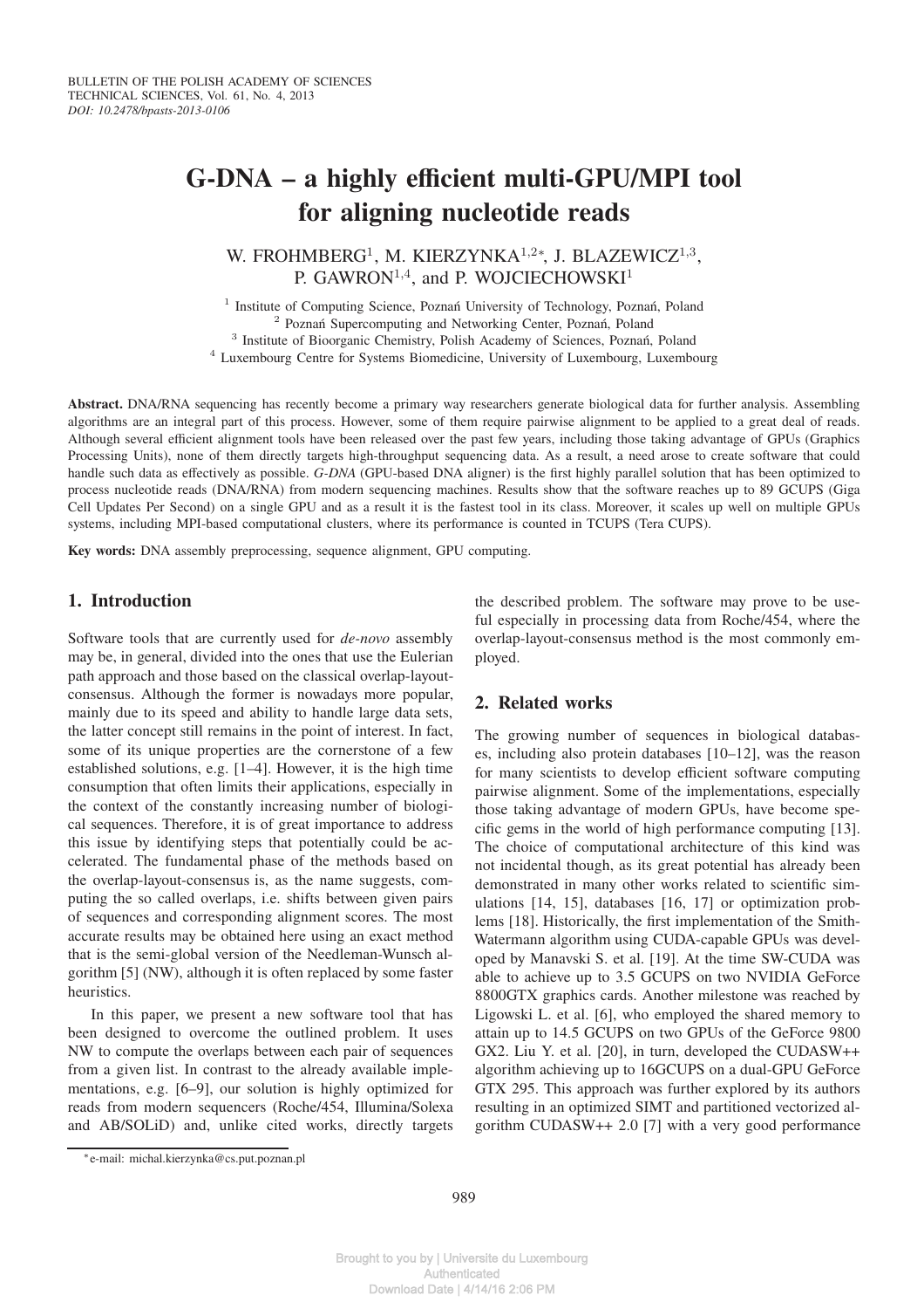# G-DNA – a highly efficient multi-GPU/MPI tool for aligning nucleotide reads

W. FROHMBERG[1], M. KIERZYNKA[1,2*], J. BLAZEWICZ[1,3], P. GAWRON[1,4], and P. WOJCIECHOWSKI[1]

[1] Institute of Computing Science, Poznań University of Technology, Poznań, Poland
[2] Poznań Supercomputing and Networking Center, Poznań, Poland
[3] Institute of Bioorganic Chemistry, Polish Academy of Sciences, Poznań, Poland
[4] Luxembourg Centre for Systems Biomedicine, University of Luxembourg, Luxembourg

**Abstract.** DNA/RNA sequencing has recently become a primary way researchers generate biological data for further analysis. Assembling algorithms are an integral part of this process. However, some of them require pairwise alignment to be applied to a great deal of reads. Although several efficient alignment tools have been released over the past few years, including those taking advantage of GPUs (Graphics Processing Units), none of them directly targets high-throughput sequencing data. As a result, a need arose to create software that could handle such data as effectively as possible. *G-DNA* (GPU-based DNA aligner) is the first highly parallel solution that has been optimized to process nucleotide reads (DNA/RNA) from modern sequencing machines. Results show that the software reaches up to 89 GCUPS (Giga Cell Updates Per Second) on a single GPU and as a result it is the fastest tool in its class. Moreover, it scales up well on multiple GPUs systems, including MPI-based computational clusters, where its performance is counted in TCUPS (Tera CUPS).

**Key words:** DNA assembly preprocessing, sequence alignment, GPU computing.

## 1. Introduction

Software tools that are currently used for *de-novo* assembly may be, in general, divided into the ones that use the Eulerian path approach and those based on the classical overlap-layout-consensus. Although the former is nowadays more popular, mainly due to its speed and ability to handle large data sets, the latter concept still remains in the point of interest. In fact, some of its unique properties are the cornerstone of a few established solutions, e.g. [1–4]. However, it is the high time consumption that often limits their applications, especially in the context of the constantly increasing number of biological sequences. Therefore, it is of great importance to address this issue by identifying steps that potentially could be accelerated. The fundamental phase of the methods based on the overlap-layout-consensus is, as the name suggests, computing the so called overlaps, i.e. shifts between given pairs of sequences and corresponding alignment scores. The most accurate results may be obtained here using an exact method that is the semi-global version of the Needleman-Wunsch algorithm [5] (NW), although it is often replaced by some faster heuristics.

In this paper, we present a new software tool that has been designed to overcome the outlined problem. It uses NW to compute the overlaps between each pair of sequences from a given list. In contrast to the already available implementations, e.g. [6–9], our solution is highly optimized for reads from modern sequencers (Roche/454, Illumina/Solexa and AB/SOLiD) and, unlike cited works, directly targets the described problem. The software may prove to be useful especially in processing data from Roche/454, where the overlap-layout-consensus method is the most commonly employed.

## 2. Related works

The growing number of sequences in biological databases, including also protein databases [10–12], was the reason for many scientists to develop efficient software computing pairwise alignment. Some of the implementations, especially those taking advantage of modern GPUs, have become specific gems in the world of high performance computing [13]. The choice of computational architecture of this kind was not incidental though, as its great potential has already been demonstrated in many other works related to scientific simulations [14, 15], databases [16, 17] or optimization problems [18]. Historically, the first implementation of the Smith-Waterman algorithm using CUDA-capable GPUs was developed by Manavski S. et al. [19]. At the time SW-CUDA was able to achieve up to 3.5 GCUPS on two NVIDIA GeForce 8800GTX graphics cards. Another milestone was reached by Ligowski L. et al. [6], who employed the shared memory to attain up to 14.5 GCUPS on two GPUs of the GeForce 9800 GX2. Liu Y. et al. [20], in turn, developed the CUDASW++ algorithm achieving up to 16GCUPS on a dual-GPU GeForce GTX 295. This approach was further explored by its authors resulting in an optimized SIMT and partitioned vectorized algorithm CUDASW++ 2.0 [7] with a very good performance

*e-mail: michal.kierzynka@cs.put.poznan.pl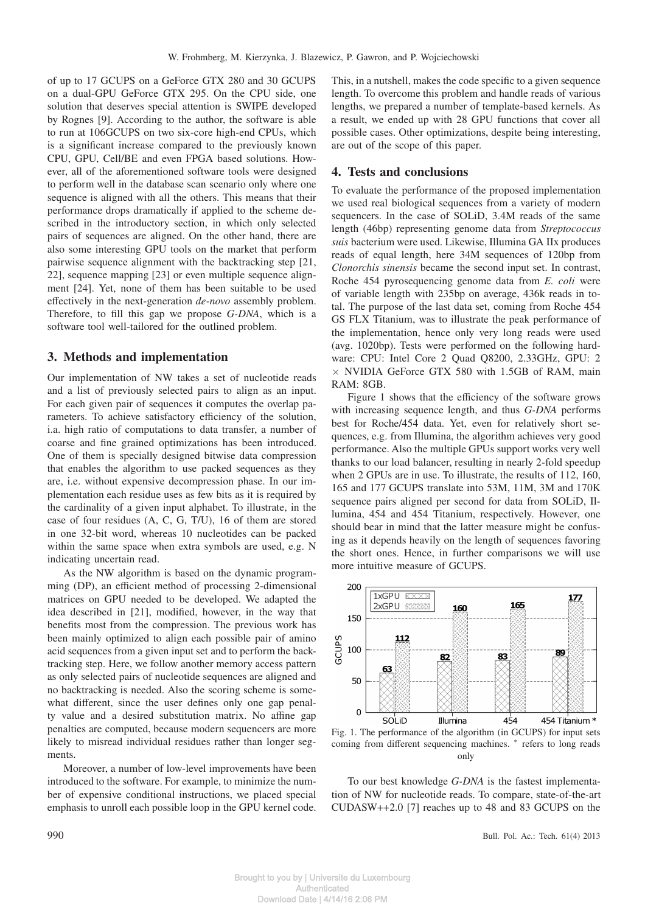of up to 17 GCUPS on a GeForce GTX 280 and 30 GCUPS on a dual-GPU GeForce GTX 295. On the CPU side, one solution that deserves special attention is SWIPE developed by Rognes [9]. According to the author, the software is able to run at 106GCUPS on two six-core high-end CPUs, which is a significant increase compared to the previously known CPU, GPU, Cell/BE and even FPGA based solutions. However, all of the aforementioned software tools were designed to perform well in the database scan scenario only where one sequence is aligned with all the others. This means that their performance drops dramatically if applied to the scheme described in the introductory section, in which only selected pairs of sequences are aligned. On the other hand, there are also some interesting GPU tools on the market that perform pairwise sequence alignment with the backtracking step [21, 22], sequence mapping [23] or even multiple sequence alignment [24]. Yet, none of them has been suitable to be used effectively in the next-generation *de-novo* assembly problem. Therefore, to fill this gap we propose *G-DNA*, which is a software tool well-tailored for the outlined problem.

## 3. Methods and implementation

Our implementation of NW takes a set of nucleotide reads and a list of previously selected pairs to align as an input. For each given pair of sequences it computes the overlap parameters. To achieve satisfactory efficiency of the solution, i.a. high ratio of computations to data transfer, a number of coarse and fine grained optimizations has been introduced. One of them is specially designed bitwise data compression that enables the algorithm to use packed sequences as they are, i.e. without expensive decompression phase. In our implementation each residue uses as few bits as it is required by the cardinality of a given input alphabet. To illustrate, in the case of four residues (A, C, G, T/U), 16 of them are stored in one 32-bit word, whereas 10 nucleotides can be packed within the same space when extra symbols are used, e.g. N indicating uncertain read.

As the NW algorithm is based on the dynamic programming (DP), an efficient method of processing 2-dimensional matrices on GPU needed to be developed. We adapted the idea described in [21], modified, however, in the way that benefits most from the compression. The previous work has been mainly optimized to align each possible pair of amino acid sequences from a given input set and to perform the backtracking step. Here, we follow another memory access pattern as only selected pairs of nucleotide sequences are aligned and no backtracking is needed. Also the scoring scheme is somewhat different, since the user defines only one gap penalty value and a desired substitution matrix. No affine gap penalties are computed, because modern sequencers are more likely to misread individual residues rather than longer segments.

Moreover, a number of low-level improvements have been introduced to the software. For example, to minimize the number of expensive conditional instructions, we placed special emphasis to unroll each possible loop in the GPU kernel code. This, in a nutshell, makes the code specific to a given sequence length. To overcome this problem and handle reads of various lengths, we prepared a number of template-based kernels. As a result, we ended up with 28 GPU functions that cover all possible cases. Other optimizations, despite being interesting, are out of the scope of this paper.

## 4. Tests and conclusions

To evaluate the performance of the proposed implementation we used real biological sequences from a variety of modern sequencers. In the case of SOLiD, 3.4M reads of the same length (46bp) representing genome data from *Streptococcus suis* bacterium were used. Likewise, Illumina GA IIx produces reads of equal length, here 34M sequences of 120bp from *Clonorchis sinensis* became the second input set. In contrast, Roche 454 pyrosequencing genome data from *E. coli* were of variable length with 235bp on average, 436k reads in total. The purpose of the last data set, coming from Roche 454 GS FLX Titanium, was to illustrate the peak performance of the implementation, hence only very long reads were used (avg. 1020bp). Tests were performed on the following hardware: CPU: Intel Core 2 Quad Q8200, 2.33GHz, GPU: 2 $\times$ NVIDIA GeForce GTX 580 with 1.5GB of RAM, main RAM: 8GB.

Figure 1 shows that the efficiency of the software grows with increasing sequence length, and thus *G-DNA* performs best for Roche/454 data. Yet, even for relatively short sequences, e.g. from Illumina, the algorithm achieves very good performance. Also the multiple GPUs support works very well thanks to our load balancer, resulting in nearly 2-fold speedup when 2 GPUs are in use. To illustrate, the results of 112, 160, 165 and 177 GCUPS translate into 53M, 11M, 3M and 170K sequence pairs aligned per second for data from SOLiD, Illumina, 454 and 454 Titanium, respectively. However, one should bear in mind that the latter measure might be confusing as it depends heavily on the length of sequences favoring the short ones. Hence, in further comparisons we will use more intuitive measure of GCUPS.

| | SOLiD | Illumina | 454 | 454 Titanium * |
|---|---|---|---|---|
| 1xGPU | 63 | 82 | 83 | 89 |
| 2xGPU | 112 | 160 | 165 | 177 |

Fig. 1. The performance of the algorithm (in GCUPS) for input sets coming from different sequencing machines. * refers to long reads only

To our best knowledge *G-DNA* is the fastest implementation of NW for nucleotide reads. To compare, state-of-the-art CUDASW++2.0 [7] reaches up to 48 and 83 GCUPS on the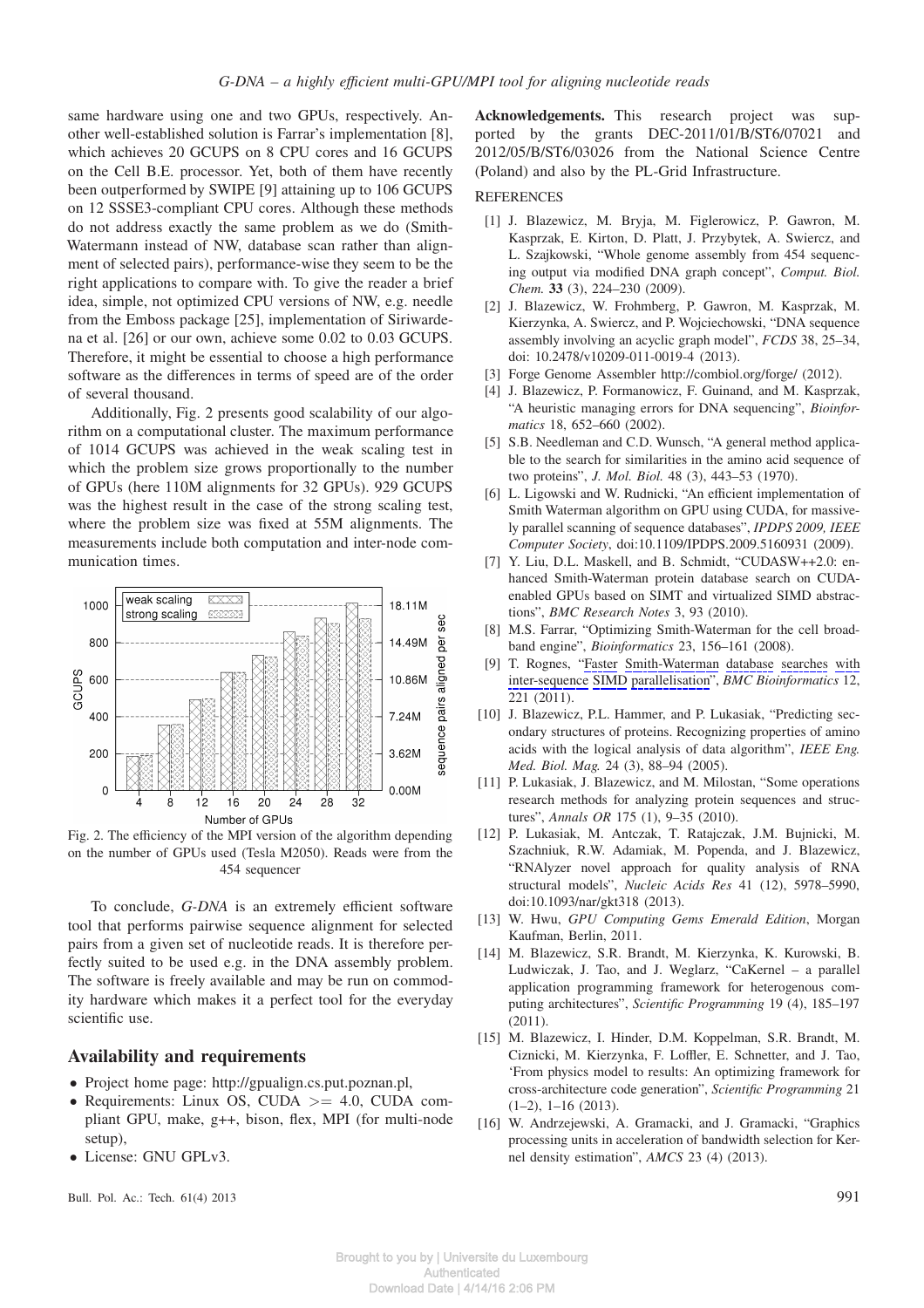same hardware using one and two GPUs, respectively. Another well-established solution is Farrar's implementation [8], which achieves 20 GCUPS on 8 CPU cores and 16 GCUPS on the Cell B.E. processor. Yet, both of them have recently been outperformed by SWIPE [9] attaining up to 106 GCUPS on 12 SSSE3-compliant CPU cores. Although these methods do not address exactly the same problem as we do (Smith-Watermann instead of NW, database scan rather than alignment of selected pairs), performance-wise they seem to be the right applications to compare with. To give the reader a brief idea, simple, not optimized CPU versions of NW, e.g. needle from the Emboss package [25], implementation of Siriwardena et al. [26] or our own, achieve some 0.02 to 0.03 GCUPS. Therefore, it might be essential to choose a high performance software as the differences in terms of speed are of the order of several thousand.

Additionally, Fig. 2 presents good scalability of our algorithm on a computational cluster. The maximum performance of 1014 GCUPS was achieved in the weak scaling test in which the problem size grows proportionally to the number of GPUs (here 110M alignments for 32 GPUs). 929 GCUPS was the highest result in the case of the strong scaling test, where the problem size was fixed at 55M alignments. The measurements include both computation and inter-node communication times.

Fig. 2. The efficiency of the MPI version of the algorithm depending on the number of GPUs used (Tesla M2050). Reads were from the 454 sequencer

To conclude, *G-DNA* is an extremely efficient software tool that performs pairwise sequence alignment for selected pairs from a given set of nucleotide reads. It is therefore perfectly suited to be used e.g. in the DNA assembly problem. The software is freely available and may be run on commodity hardware which makes it a perfect tool for the everyday scientific use.

## Availability and requirements

- Project home page: http://gpualign.cs.put.poznan.pl,
- Requirements: Linux OS, CUDA >= 4.0, CUDA compliant GPU, make, g++, bison, flex, MPI (for multi-node setup),
- License: GNU GPLv3.

**Acknowledgements.** This research project was supported by the grants DEC-2011/01/B/ST6/07021 and 2012/05/B/ST6/03026 from the National Science Centre (Poland) and also by the PL-Grid Infrastructure.

## REFERENCES

[1] J. Blazewicz, M. Bryja, M. Figlerowicz, P. Gawron, M. Kasprzak, E. Kirton, D. Platt, J. Przybytek, A. Swiercz, and L. Szajkowski, "Whole genome assembly from 454 sequencing output via modified DNA graph concept", *Comput. Biol. Chem.* **33** (3), 224–230 (2009).

[2] J. Blazewicz, W. Frohmberg, P. Gawron, M. Kasprzak, M. Kierzynka, A. Swiercz, and P. Wojciechowski, "DNA sequence assembly involving an acyclic graph model", *FCDS* 38, 25–34, doi: 10.2478/v10209-011-0019-4 (2013).

[3] Forge Genome Assembler http://combiol.org/forge/ (2012).

[4] J. Blazewicz, P. Formanowicz, F. Guinand, and M. Kasprzak, "A heuristic managing errors for DNA sequencing", *Bioinformatics* 18, 652–660 (2002).

[5] S.B. Needleman and C.D. Wunsch, "A general method applicable to the search for similarities in the amino acid sequence of two proteins", *J. Mol. Biol.* 48 (3), 443–53 (1970).

[6] L. Ligowski and W. Rudnicki, "An efficient implementation of Smith Waterman algorithm on GPU using CUDA, for massively parallel scanning of sequence databases", *IPDPS 2009, IEEE Computer Society*, doi:10.1109/IPDPS.2009.5160931 (2009).

[7] Y. Liu, D.L. Maskell, and B. Schmidt, "CUDASW++2.0: enhanced Smith-Waterman protein database search on CUDA-enabled GPUs based on SIMT and virtualized SIMD abstractions", *BMC Research Notes* 3, 93 (2010).

[8] M.S. Farrar, "Optimizing Smith-Waterman for the cell broadband engine", *Bioinformatics* 23, 156–161 (2008).

[9] T. Rognes, "Faster Smith-Waterman database searches with inter-sequence SIMD parallelisation", *BMC Bioinformatics* 12, 221 (2011).

[10] J. Blazewicz, P.L. Hammer, and P. Lukasiak, "Predicting secondary structures of proteins. Recognizing properties of amino acids with the logical analysis of data algorithm", *IEEE Eng. Med. Biol. Mag.* 24 (3), 88–94 (2005).

[11] P. Lukasiak, J. Blazewicz, and M. Milostan, "Some operations research methods for analyzing protein sequences and structures", *Annals OR* 175 (1), 9–35 (2010).

[12] P. Lukasiak, M. Antczak, T. Ratajczak, J.M. Bujnicki, M. Szachniuk, R.W. Adamiak, M. Popenda, and J. Blazewicz, "RNAlyzer novel approach for quality analysis of RNA structural models", *Nucleic Acids Res* 41 (12), 5978–5990, doi:10.1093/nar/gkt318 (2013).

[13] W. Hwu, *GPU Computing Gems Emerald Edition*, Morgan Kaufman, Berlin, 2011.

[14] M. Blazewicz, S.R. Brandt, M. Kierzynka, K. Kurowski, B. Ludwiczak, J. Tao, and J. Weglarz, "CaKernel – a parallel application programming framework for heterogenous computing architectures", *Scientific Programming* 19 (4), 185–197 (2011).

[15] M. Blazewicz, I. Hinder, D.M. Koppelman, S.R. Brandt, M. Ciznicki, M. Kierzynka, F. Loffler, E. Schnetter, and J. Tao, 'From physics model to results: An optimizing framework for cross-architecture code generation", *Scientific Programming* 21 (1–2), 1–16 (2013).

[16] W. Andrzejewski, A. Gramacki, and J. Gramacki, "Graphics processing units in acceleration of bandwidth selection for Kernel density estimation", *AMCS* 23 (4) (2013).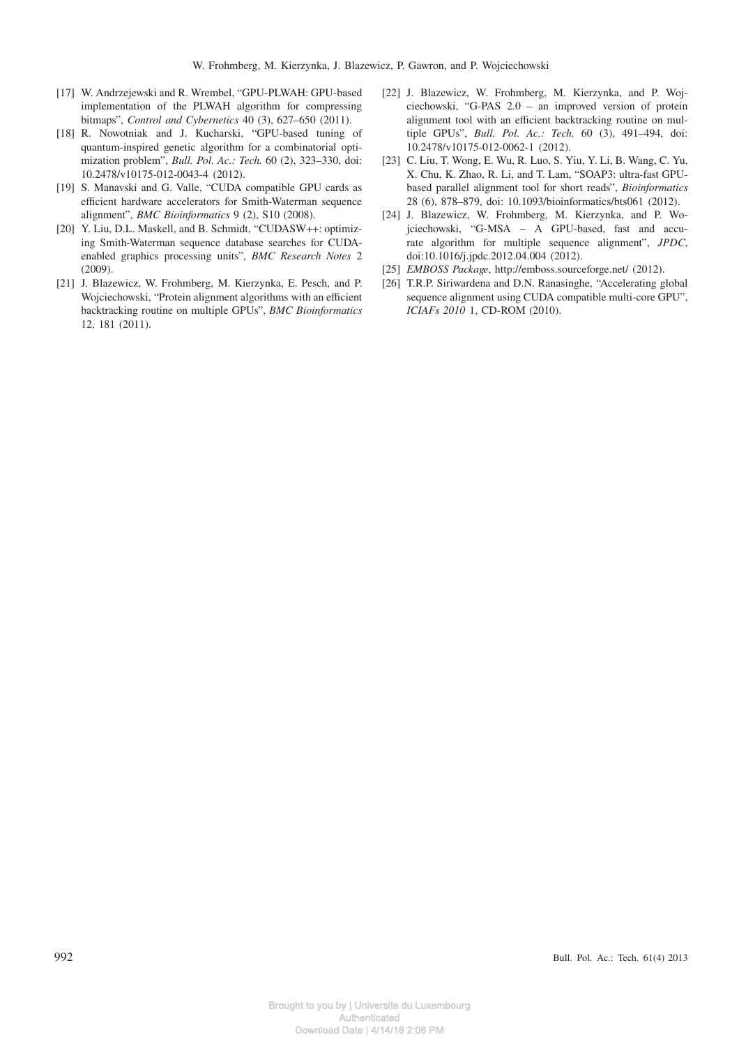[17] W. Andrzejewski and R. Wrembel, "GPU-PLWAH: GPU-based implementation of the PLWAH algorithm for compressing bitmaps", *Control and Cybernetics* 40 (3), 627–650 (2011).

[18] R. Nowotniak and J. Kucharski, "GPU-based tuning of quantum-inspired genetic algorithm for a combinatorial optimization problem", *Bull. Pol. Ac.: Tech.* 60 (2), 323–330, doi: 10.2478/v10175-012-0043-4 (2012).

[19] S. Manavski and G. Valle, "CUDA compatible GPU cards as efficient hardware accelerators for Smith-Waterman sequence alignment", *BMC Bioinformatics* 9 (2), S10 (2008).

[20] Y. Liu, D.L. Maskell, and B. Schmidt, "CUDASW++: optimizing Smith-Waterman sequence database searches for CUDA-enabled graphics processing units", *BMC Research Notes* 2 (2009).

[21] J. Blazewicz, W. Frohmberg, M. Kierzynka, E. Pesch, and P. Wojciechowski, "Protein alignment algorithms with an efficient backtracking routine on multiple GPUs", *BMC Bioinformatics* 12, 181 (2011).

[22] J. Blazewicz, W. Frohmberg, M. Kierzynka, and P. Wojciechowski, "G-PAS 2.0 – an improved version of protein alignment tool with an efficient backtracking routine on multiple GPUs", *Bull. Pol. Ac.: Tech.* 60 (3), 491–494, doi: 10.2478/v10175-012-0062-1 (2012).

[23] C. Liu, T. Wong, E. Wu, R. Luo, S. Yiu, Y. Li, B. Wang, C. Yu, X. Chu, K. Zhao, R. Li, and T. Lam, "SOAP3: ultra-fast GPU-based parallel alignment tool for short reads", *Bioinformatics* 28 (6), 878–879, doi: 10.1093/bioinformatics/bts061 (2012).

[24] J. Blazewicz, W. Frohmberg, M. Kierzynka, and P. Wojciechowski, "G-MSA – A GPU-based, fast and accurate algorithm for multiple sequence alignment", *JPDC*, doi:10.1016/j.jpdc.2012.04.004 (2012).

[25] *EMBOSS Package*, http://emboss.sourceforge.net/ (2012).

[26] T.R.P. Siriwardena and D.N. Ranasinghe, "Accelerating global sequence alignment using CUDA compatible multi-core GPU", *ICIAFs 2010* 1, CD-ROM (2010).